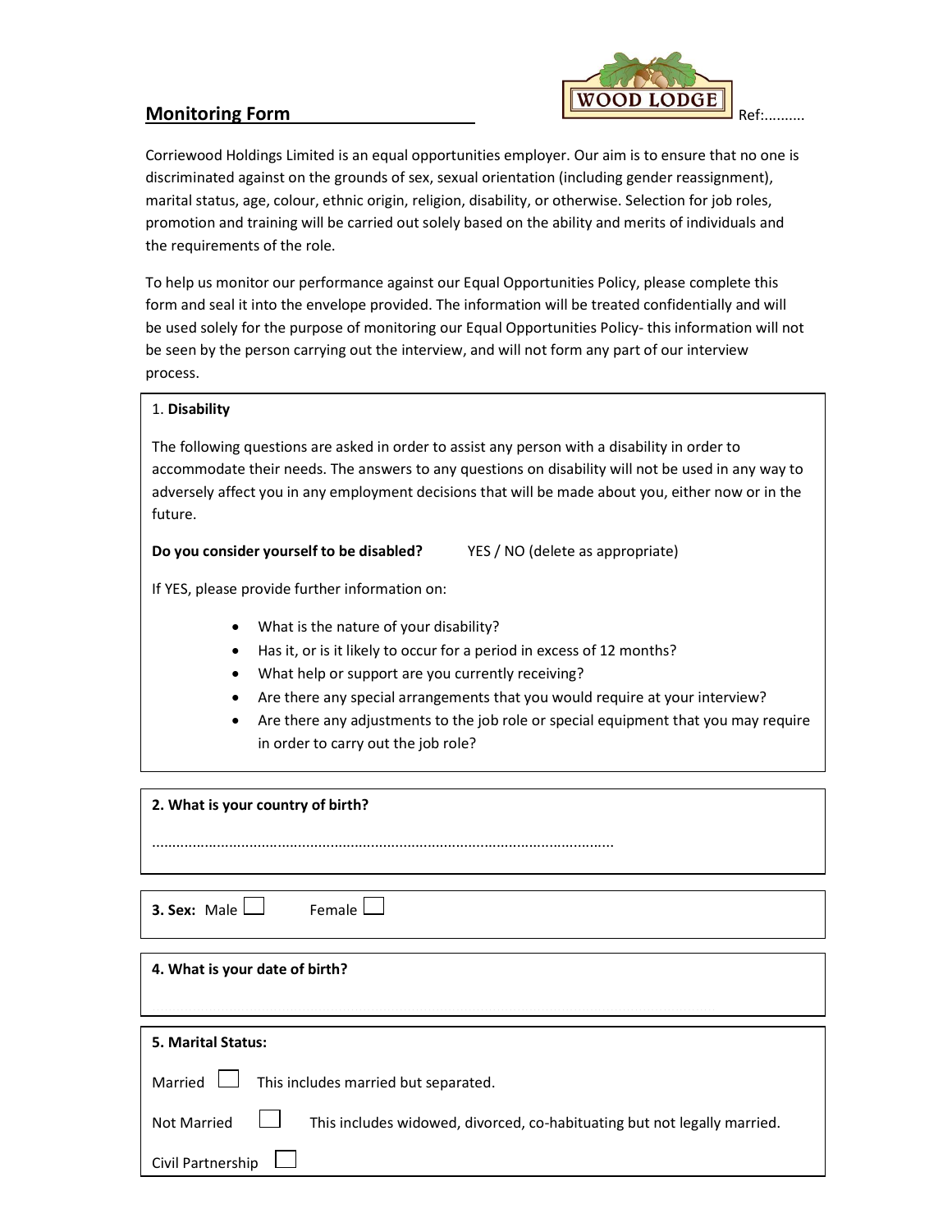## Monitoring Form

WOOD LODGE

Ref:..........

Corriewood Holdings Limited is an equal opportunities employer. Our aim is to ensure that no one is discriminated against on the grounds of sex, sexual orientation (including gender reassignment), marital status, age, colour, ethnic origin, religion, disability, or otherwise. Selection for job roles, promotion and training will be carried out solely based on the ability and merits of individuals and the requirements of the role.

To help us monitor our performance against our Equal Opportunities Policy, please complete this form and seal it into the envelope provided. The information will be treated confidentially and will be used solely for the purpose of monitoring our Equal Opportunities Policy- this information will not be seen by the person carrying out the interview, and will not form any part of our interview process.

1. **Disability**

The following questions are asked in order to assist any person with a disability in order to accommodate their needs. The answers to any questions on disability will not be used in any way to adversely affect you in any employment decisions that will be made about you, either now or in the future.

**Do you consider yourself to be disabled?** YES / NO (delete as appropriate)

If YES, please provide further information on:

- What is the nature of your disability?
- Has it, or is it likely to occur for a period in excess of 12 months?
- What help or support are you currently receiving?
- Are there any special arrangements that you would require at your interview?
- Are there any adjustments to the job role or special equipment that you may require in order to carry out the job role?

**2. What is your country of birth?**

......................................................................................................................

**3. Sex:** Male ☐ Female ☐

**4. What is your date of birth?**

**5. Marital Status:**

Married ☐ This includes married but separated.

Not Married ☐ This includes widowed, divorced, co-habituating but not legally married.

Civil Partnership ☐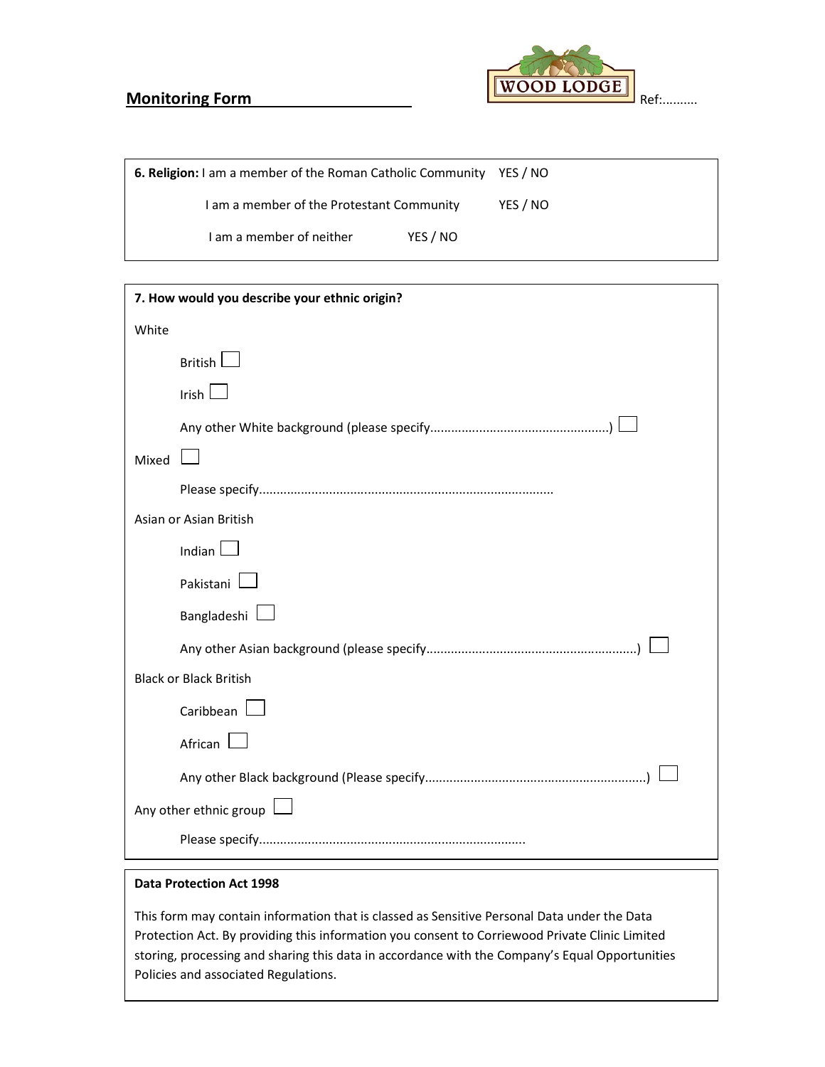## Monitoring Form

WOOD LODGE Ref:..........

**6. Religion:** I am a member of the Roman Catholic Community YES / NO

I am a member of the Protestant Community YES / NO

I am a member of neither YES / NO

**7. How would you describe your ethnic origin?**

White

- British ☐
- Irish ☐
- Any other White background (please specify..................................................) ☐

Mixed ☐

- Please specify...................................................................................

Asian or Asian British

- Indian ☐
- Pakistani ☐
- Bangladeshi ☐
- Any other Asian background (please specify...........................................................) ☐

Black or Black British

- Caribbean ☐
- African ☐
- Any other Black background (Please specify.............................................................) ☐

Any other ethnic group ☐

- Please specify...........................................................................

**Data Protection Act 1998**

This form may contain information that is classed as Sensitive Personal Data under the Data Protection Act. By providing this information you consent to Corriewood Private Clinic Limited storing, processing and sharing this data in accordance with the Company's Equal Opportunities Policies and associated Regulations.